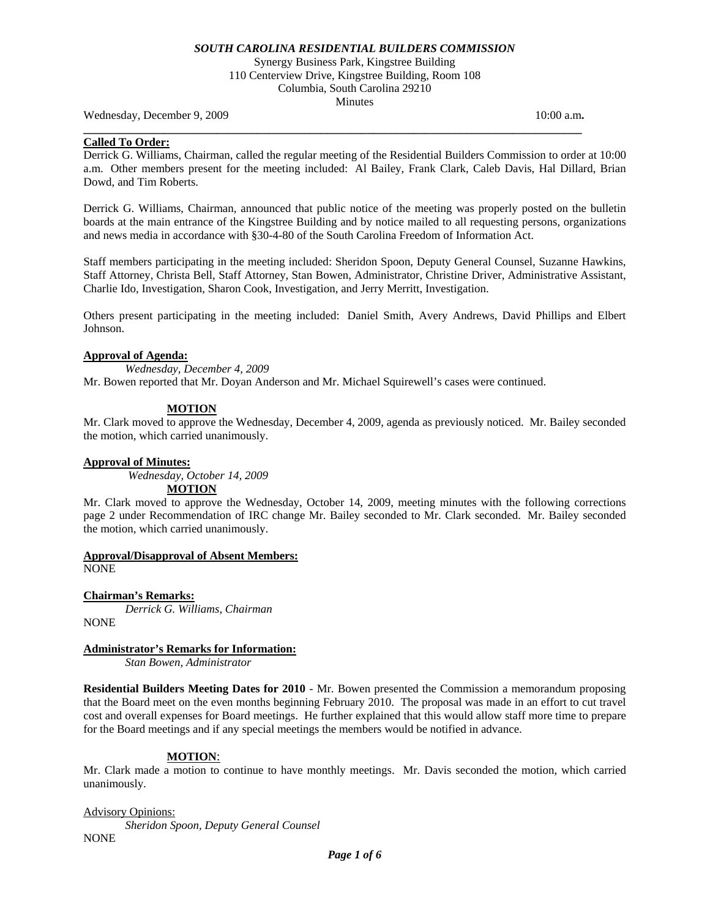***SOUTH CAROLINA RESIDENTIAL BUILDERS COMMISSION***

Synergy Business Park, Kingstree Building
110 Centerview Drive, Kingstree Building, Room 108
Columbia, South Carolina 29210
Minutes

Wednesday, December 9, 2009 10:00 a.m**.**

---

**Called To Order:**

Derrick G. Williams, Chairman, called the regular meeting of the Residential Builders Commission to order at 10:00 a.m. Other members present for the meeting included: Al Bailey, Frank Clark, Caleb Davis, Hal Dillard, Brian Dowd, and Tim Roberts.

Derrick G. Williams, Chairman, announced that public notice of the meeting was properly posted on the bulletin boards at the main entrance of the Kingstree Building and by notice mailed to all requesting persons, organizations and news media in accordance with §30-4-80 of the South Carolina Freedom of Information Act.

Staff members participating in the meeting included: Sheridon Spoon, Deputy General Counsel, Suzanne Hawkins, Staff Attorney, Christa Bell, Staff Attorney, Stan Bowen, Administrator, Christine Driver, Administrative Assistant, Charlie Ido, Investigation, Sharon Cook, Investigation, and Jerry Merritt, Investigation.

Others present participating in the meeting included: Daniel Smith, Avery Andrews, David Phillips and Elbert Johnson.

**Approval of Agenda:**

*Wednesday, December 4, 2009*

Mr. Bowen reported that Mr. Doyan Anderson and Mr. Michael Squirewell's cases were continued.

**MOTION**

Mr. Clark moved to approve the Wednesday, December 4, 2009, agenda as previously noticed. Mr. Bailey seconded the motion, which carried unanimously.

**Approval of Minutes:**

*Wednesday, October 14, 2009*

**MOTION**

Mr. Clark moved to approve the Wednesday, October 14, 2009, meeting minutes with the following corrections page 2 under Recommendation of IRC change Mr. Bailey seconded to Mr. Clark seconded. Mr. Bailey seconded the motion, which carried unanimously.

**Approval/Disapproval of Absent Members:**

NONE

**Chairman's Remarks:**

*Derrick G. Williams, Chairman*

NONE

**Administrator's Remarks for Information:**

*Stan Bowen, Administrator*

**Residential Builders Meeting Dates for 2010** - Mr. Bowen presented the Commission a memorandum proposing that the Board meet on the even months beginning February 2010. The proposal was made in an effort to cut travel cost and overall expenses for Board meetings. He further explained that this would allow staff more time to prepare for the Board meetings and if any special meetings the members would be notified in advance.

**MOTION**:

Mr. Clark made a motion to continue to have monthly meetings. Mr. Davis seconded the motion, which carried unanimously.

Advisory Opinions:

*Sheridon Spoon, Deputy General Counsel*

NONE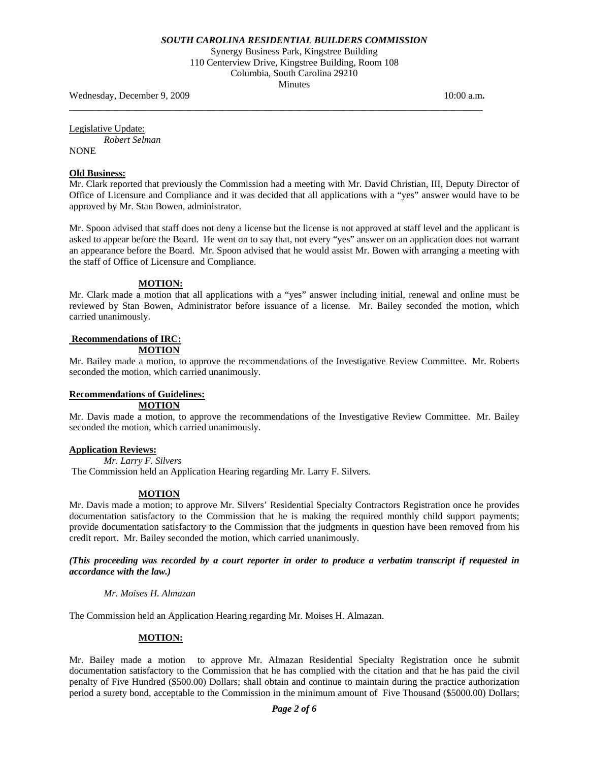Legislative Update:

*Robert Selman*

NONE

**Old Business:**

Mr. Clark reported that previously the Commission had a meeting with Mr. David Christian, III, Deputy Director of Office of Licensure and Compliance and it was decided that all applications with a "yes" answer would have to be approved by Mr. Stan Bowen, administrator.

Mr. Spoon advised that staff does not deny a license but the license is not approved at staff level and the applicant is asked to appear before the Board. He went on to say that, not every "yes" answer on an application does not warrant an appearance before the Board. Mr. Spoon advised that he would assist Mr. Bowen with arranging a meeting with the staff of Office of Licensure and Compliance.

**MOTION:**

Mr. Clark made a motion that all applications with a "yes" answer including initial, renewal and online must be reviewed by Stan Bowen, Administrator before issuance of a license. Mr. Bailey seconded the motion, which carried unanimously.

**Recommendations of IRC:**

**MOTION**

Mr. Bailey made a motion, to approve the recommendations of the Investigative Review Committee. Mr. Roberts seconded the motion, which carried unanimously.

**Recommendations of Guidelines:**

**MOTION**

Mr. Davis made a motion, to approve the recommendations of the Investigative Review Committee. Mr. Bailey seconded the motion, which carried unanimously.

**Application Reviews:**

*Mr. Larry F. Silvers*

The Commission held an Application Hearing regarding Mr. Larry F. Silvers.

**MOTION**

Mr. Davis made a motion; to approve Mr. Silvers' Residential Specialty Contractors Registration once he provides documentation satisfactory to the Commission that he is making the required monthly child support payments; provide documentation satisfactory to the Commission that the judgments in question have been removed from his credit report. Mr. Bailey seconded the motion, which carried unanimously.

***(This proceeding was recorded by a court reporter in order to produce a verbatim transcript if requested in accordance with the law.)***

*Mr. Moises H. Almazan*

The Commission held an Application Hearing regarding Mr. Moises H. Almazan.

**MOTION:**

Mr. Bailey made a motion to approve Mr. Almazan Residential Specialty Registration once he submit documentation satisfactory to the Commission that he has complied with the citation and that he has paid the civil penalty of Five Hundred ($500.00) Dollars; shall obtain and continue to maintain during the practice authorization period a surety bond, acceptable to the Commission in the minimum amount of Five Thousand ($5000.00) Dollars;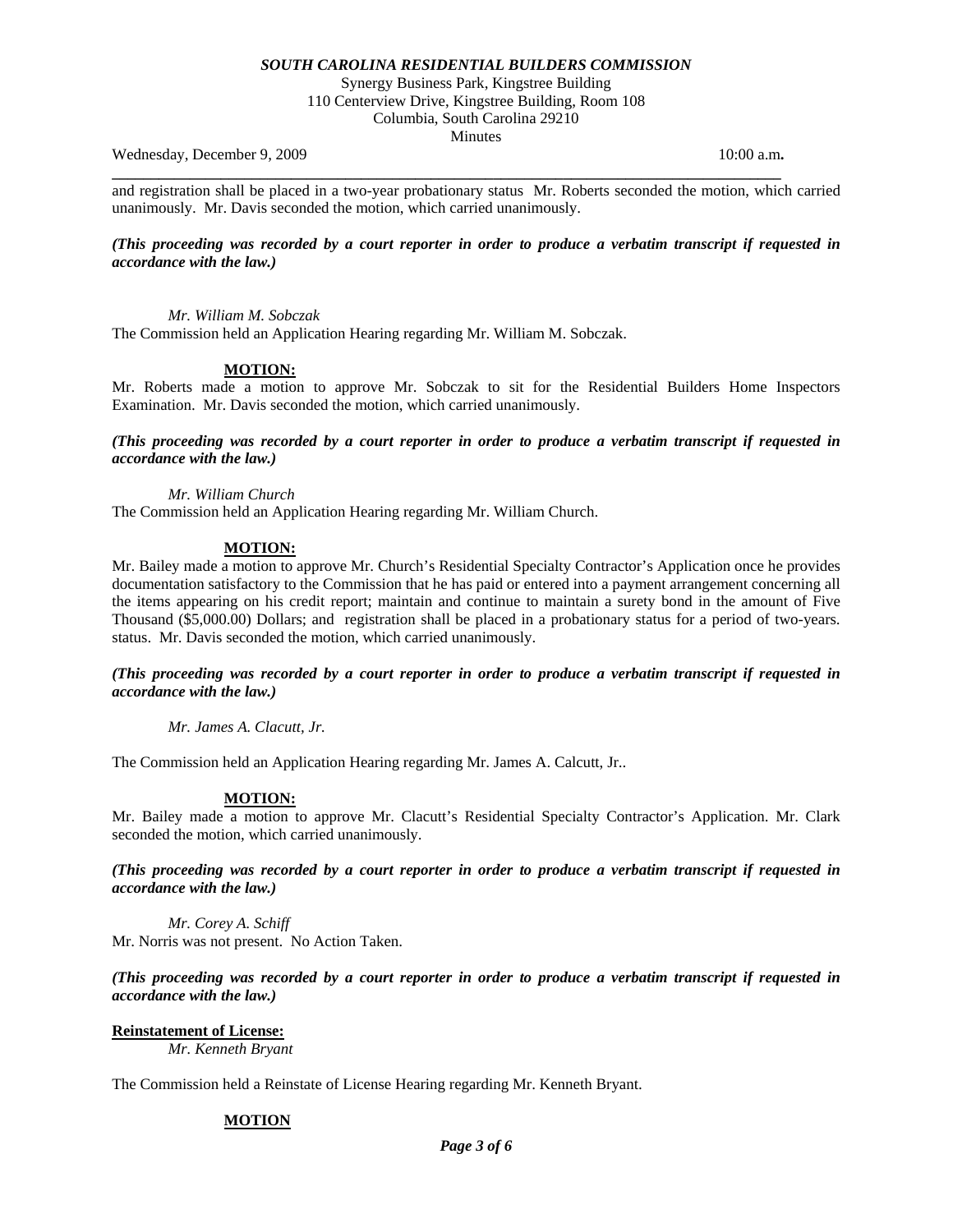and registration shall be placed in a two-year probationary status Mr. Roberts seconded the motion, which carried unanimously. Mr. Davis seconded the motion, which carried unanimously.

***(This proceeding was recorded by a court reporter in order to produce a verbatim transcript if requested in accordance with the law.)***

*Mr. William M. Sobczak*

The Commission held an Application Hearing regarding Mr. William M. Sobczak.

**MOTION:**

Mr. Roberts made a motion to approve Mr. Sobczak to sit for the Residential Builders Home Inspectors Examination. Mr. Davis seconded the motion, which carried unanimously.

***(This proceeding was recorded by a court reporter in order to produce a verbatim transcript if requested in accordance with the law.)***

*Mr. William Church*

The Commission held an Application Hearing regarding Mr. William Church.

**MOTION:**

Mr. Bailey made a motion to approve Mr. Church's Residential Specialty Contractor's Application once he provides documentation satisfactory to the Commission that he has paid or entered into a payment arrangement concerning all the items appearing on his credit report; maintain and continue to maintain a surety bond in the amount of Five Thousand ($5,000.00) Dollars; and registration shall be placed in a probationary status for a period of two-years. status. Mr. Davis seconded the motion, which carried unanimously.

***(This proceeding was recorded by a court reporter in order to produce a verbatim transcript if requested in accordance with the law.)***

*Mr. James A. Clacutt, Jr.*

The Commission held an Application Hearing regarding Mr. James A. Calcutt, Jr..

**MOTION:**

Mr. Bailey made a motion to approve Mr. Clacutt's Residential Specialty Contractor's Application. Mr. Clark seconded the motion, which carried unanimously.

***(This proceeding was recorded by a court reporter in order to produce a verbatim transcript if requested in accordance with the law.)***

*Mr. Corey A. Schiff*

Mr. Norris was not present. No Action Taken.

***(This proceeding was recorded by a court reporter in order to produce a verbatim transcript if requested in accordance with the law.)***

**Reinstatement of License:**

*Mr. Kenneth Bryant*

The Commission held a Reinstate of License Hearing regarding Mr. Kenneth Bryant.

**MOTION**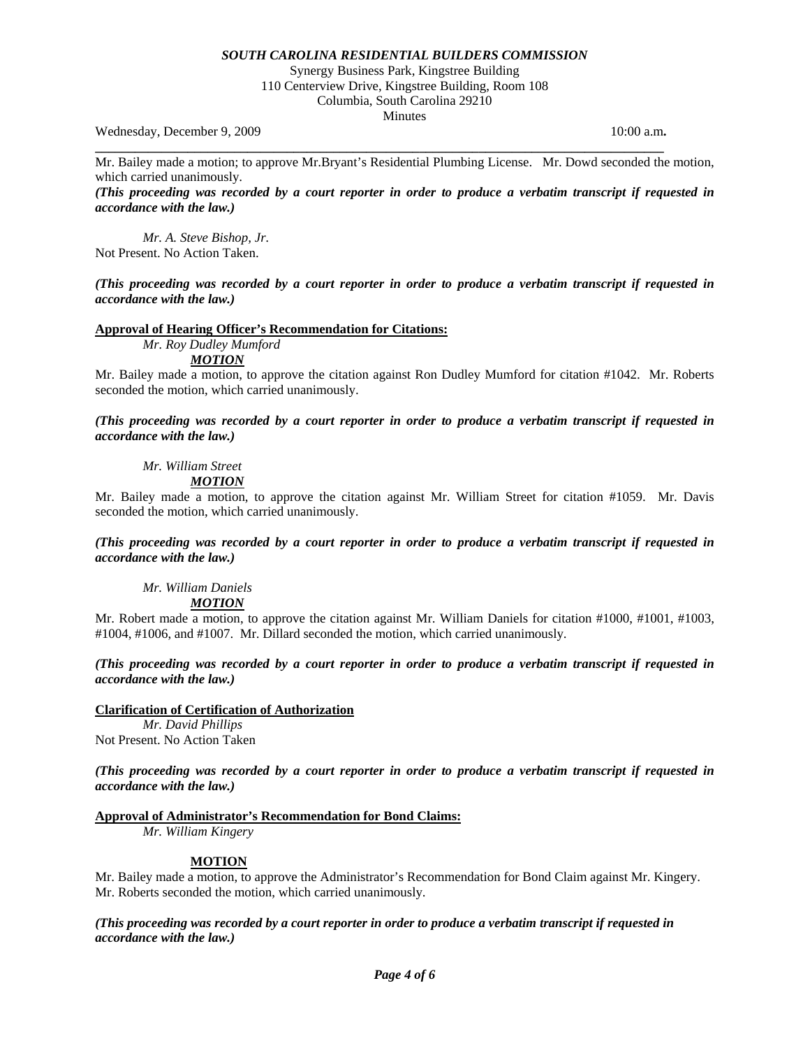Mr. Bailey made a motion; to approve Mr.Bryant's Residential Plumbing License. Mr. Dowd seconded the motion, which carried unanimously.

***(This proceeding was recorded by a court reporter in order to produce a verbatim transcript if requested in accordance with the law.)***

*Mr. A. Steve Bishop, Jr.*
Not Present. No Action Taken.

***(This proceeding was recorded by a court reporter in order to produce a verbatim transcript if requested in accordance with the law.)***

**Approval of Hearing Officer's Recommendation for Citations:**

*Mr. Roy Dudley Mumford*

***MOTION***

Mr. Bailey made a motion, to approve the citation against Ron Dudley Mumford for citation #1042. Mr. Roberts seconded the motion, which carried unanimously.

***(This proceeding was recorded by a court reporter in order to produce a verbatim transcript if requested in accordance with the law.)***

*Mr. William Street*

***MOTION***

Mr. Bailey made a motion, to approve the citation against Mr. William Street for citation #1059. Mr. Davis seconded the motion, which carried unanimously.

***(This proceeding was recorded by a court reporter in order to produce a verbatim transcript if requested in accordance with the law.)***

*Mr. William Daniels*

***MOTION***

Mr. Robert made a motion, to approve the citation against Mr. William Daniels for citation #1000, #1001, #1003, #1004, #1006, and #1007. Mr. Dillard seconded the motion, which carried unanimously.

***(This proceeding was recorded by a court reporter in order to produce a verbatim transcript if requested in accordance with the law.)***

**Clarification of Certification of Authorization**

*Mr. David Phillips*
Not Present. No Action Taken

***(This proceeding was recorded by a court reporter in order to produce a verbatim transcript if requested in accordance with the law.)***

**Approval of Administrator's Recommendation for Bond Claims:**

*Mr. William Kingery*

**MOTION**

Mr. Bailey made a motion, to approve the Administrator's Recommendation for Bond Claim against Mr. Kingery. Mr. Roberts seconded the motion, which carried unanimously.

***(This proceeding was recorded by a court reporter in order to produce a verbatim transcript if requested in accordance with the law.)***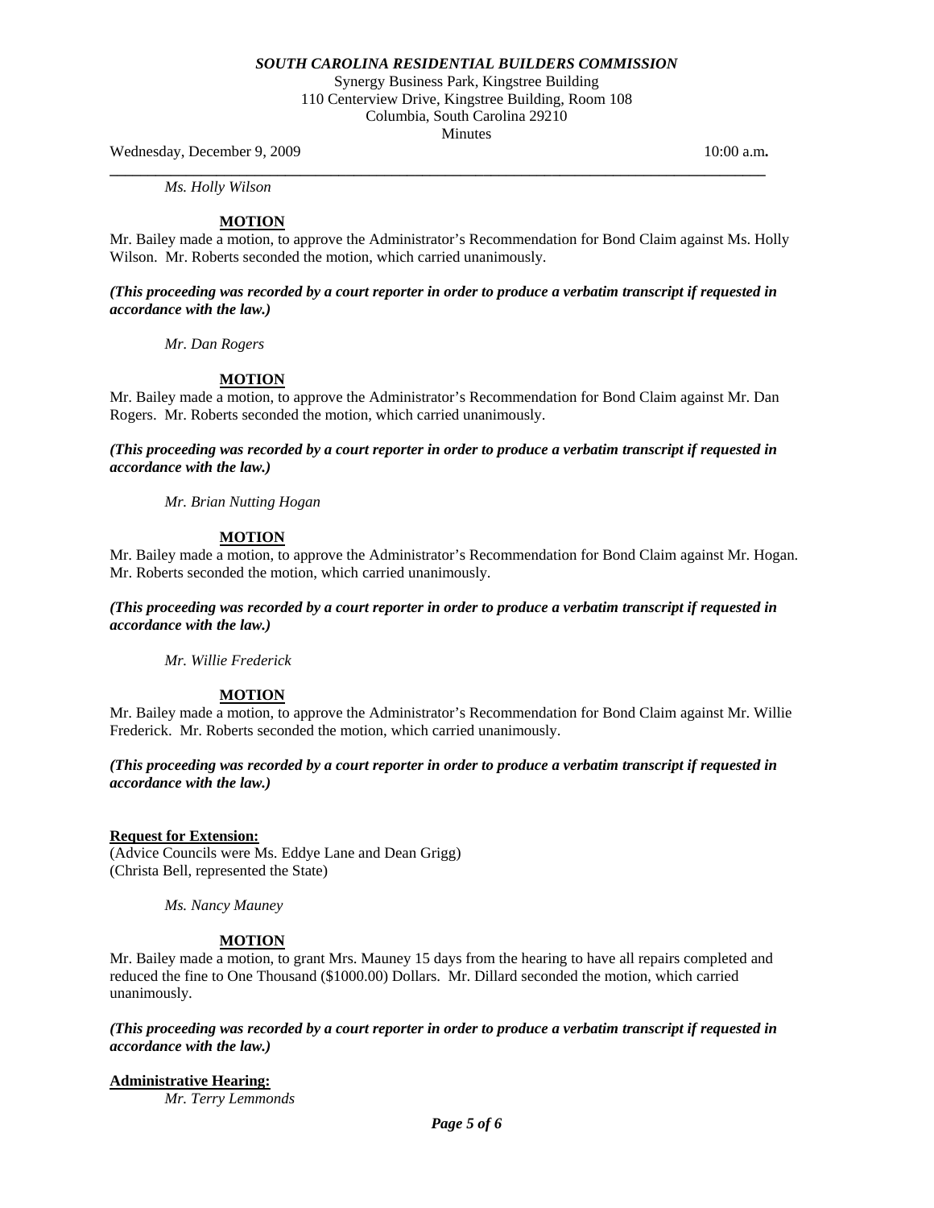*Ms. Holly Wilson*

**MOTION**

Mr. Bailey made a motion, to approve the Administrator's Recommendation for Bond Claim against Ms. Holly Wilson. Mr. Roberts seconded the motion, which carried unanimously.

***(This proceeding was recorded by a court reporter in order to produce a verbatim transcript if requested in accordance with the law.)***

*Mr. Dan Rogers*

**MOTION**

Mr. Bailey made a motion, to approve the Administrator's Recommendation for Bond Claim against Mr. Dan Rogers. Mr. Roberts seconded the motion, which carried unanimously.

***(This proceeding was recorded by a court reporter in order to produce a verbatim transcript if requested in accordance with the law.)***

*Mr. Brian Nutting Hogan*

**MOTION**

Mr. Bailey made a motion, to approve the Administrator's Recommendation for Bond Claim against Mr. Hogan. Mr. Roberts seconded the motion, which carried unanimously.

***(This proceeding was recorded by a court reporter in order to produce a verbatim transcript if requested in accordance with the law.)***

*Mr. Willie Frederick*

**MOTION**

Mr. Bailey made a motion, to approve the Administrator's Recommendation for Bond Claim against Mr. Willie Frederick. Mr. Roberts seconded the motion, which carried unanimously.

***(This proceeding was recorded by a court reporter in order to produce a verbatim transcript if requested in accordance with the law.)***

**Request for Extension:**

(Advice Councils were Ms. Eddye Lane and Dean Grigg)
(Christa Bell, represented the State)

*Ms. Nancy Mauney*

**MOTION**

Mr. Bailey made a motion, to grant Mrs. Mauney 15 days from the hearing to have all repairs completed and reduced the fine to One Thousand ($1000.00) Dollars. Mr. Dillard seconded the motion, which carried unanimously.

***(This proceeding was recorded by a court reporter in order to produce a verbatim transcript if requested in accordance with the law.)***

**Administrative Hearing:**

*Mr. Terry Lemmonds*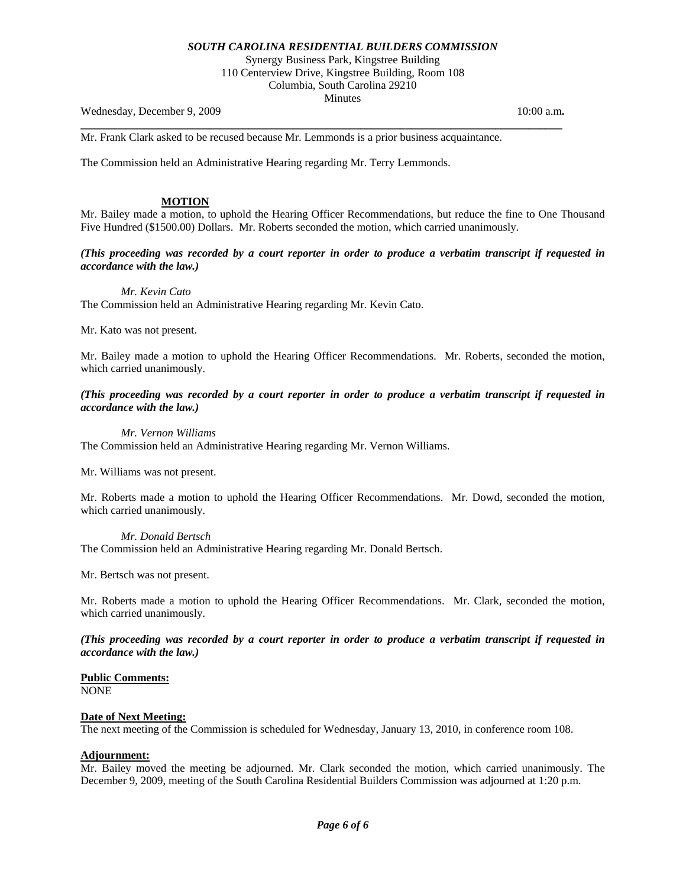**SOUTH CAROLINA RESIDENTIAL BUILDERS COMMISSION**

Synergy Business Park, Kingstree Building
110 Centerview Drive, Kingstree Building, Room 108
Columbia, South Carolina 29210
Minutes

Wednesday, December 9, 2009 10:00 a.m.

Mr. Frank Clark asked to be recused because Mr. Lemmonds is a prior business acquaintance.

The Commission held an Administrative Hearing regarding Mr. Terry Lemmonds.

**MOTION**

Mr. Bailey made a motion, to uphold the Hearing Officer Recommendations, but reduce the fine to One Thousand Five Hundred ($1500.00) Dollars. Mr. Roberts seconded the motion, which carried unanimously.

***(This proceeding was recorded by a court reporter in order to produce a verbatim transcript if requested in accordance with the law.)***

*Mr. Kevin Cato*

The Commission held an Administrative Hearing regarding Mr. Kevin Cato.

Mr. Kato was not present.

Mr. Bailey made a motion to uphold the Hearing Officer Recommendations. Mr. Roberts, seconded the motion, which carried unanimously.

***(This proceeding was recorded by a court reporter in order to produce a verbatim transcript if requested in accordance with the law.)***

*Mr. Vernon Williams*

The Commission held an Administrative Hearing regarding Mr. Vernon Williams.

Mr. Williams was not present.

Mr. Roberts made a motion to uphold the Hearing Officer Recommendations. Mr. Dowd, seconded the motion, which carried unanimously.

*Mr. Donald Bertsch*

The Commission held an Administrative Hearing regarding Mr. Donald Bertsch.

Mr. Bertsch was not present.

Mr. Roberts made a motion to uphold the Hearing Officer Recommendations. Mr. Clark, seconded the motion, which carried unanimously.

***(This proceeding was recorded by a court reporter in order to produce a verbatim transcript if requested in accordance with the law.)***

**Public Comments:**

NONE

**Date of Next Meeting:**

The next meeting of the Commission is scheduled for Wednesday, January 13, 2010, in conference room 108.

**Adjournment:**

Mr. Bailey moved the meeting be adjourned. Mr. Clark seconded the motion, which carried unanimously. The December 9, 2009, meeting of the South Carolina Residential Builders Commission was adjourned at 1:20 p.m.